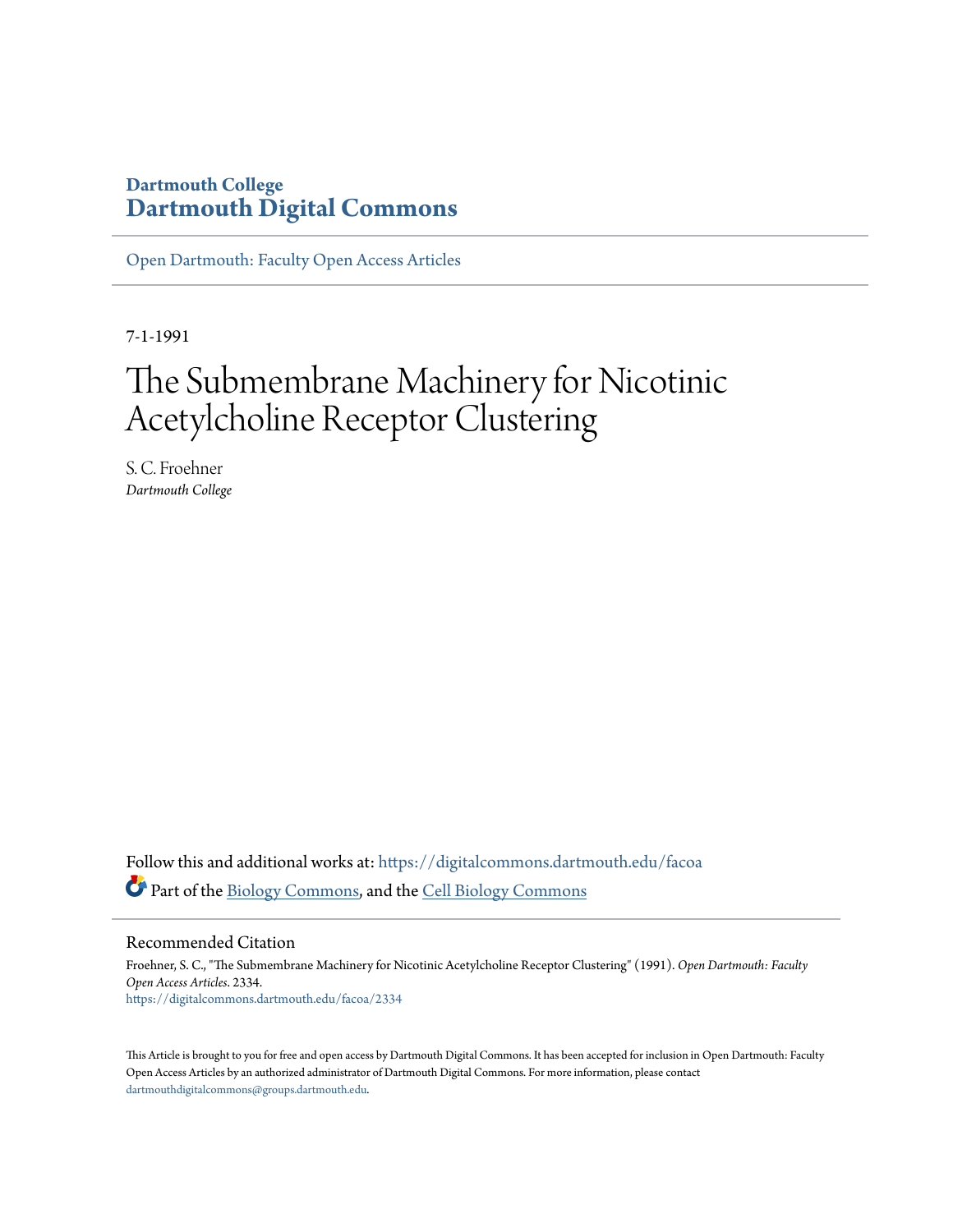Dartmouth College

# Dartmouth Digital Commons

Open Dartmouth: Faculty Open Access Articles

7-1-1991

# The Submembrane Machinery for Nicotinic Acetylcholine Receptor Clustering

S. C. Froehner
*Dartmouth College*

Follow this and additional works at: https://digitalcommons.dartmouth.edu/facoa

Part of the Biology Commons, and the Cell Biology Commons

## Recommended Citation

Froehner, S. C., "The Submembrane Machinery for Nicotinic Acetylcholine Receptor Clustering" (1991). *Open Dartmouth: Faculty Open Access Articles*. 2334.
https://digitalcommons.dartmouth.edu/facoa/2334

This Article is brought to you for free and open access by Dartmouth Digital Commons. It has been accepted for inclusion in Open Dartmouth: Faculty Open Access Articles by an authorized administrator of Dartmouth Digital Commons. For more information, please contact dartmouthdigitalcommons@groups.dartmouth.edu.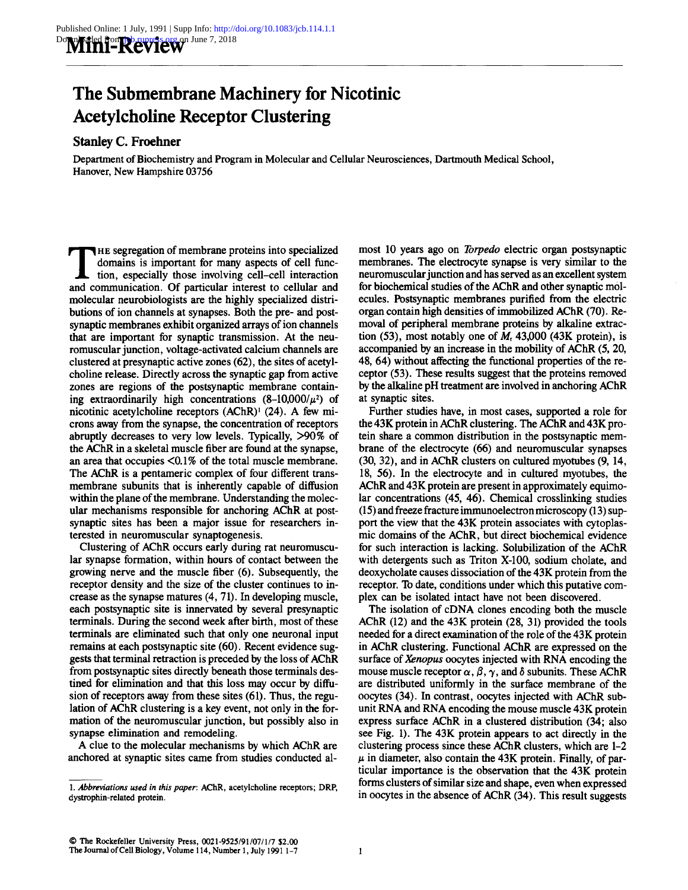Mini-Review

# The Submembrane Machinery for Nicotinic Acetylcholine Receptor Clustering

**Stanley C. Froehner**

Department of Biochemistry and Program in Molecular and Cellular Neurosciences, Dartmouth Medical School, Hanover, New Hampshire 03756

The segregation of membrane proteins into specialized domains is important for many aspects of cell function, especially those involving cell–cell interaction and communication. Of particular interest to cellular and molecular neurobiologists are the highly specialized distributions of ion channels at synapses. Both the pre- and postsynaptic membranes exhibit organized arrays of ion channels that are important for synaptic transmission. At the neuromuscular junction, voltage-activated calcium channels are clustered at presynaptic active zones (62), the sites of acetylcholine release. Directly across the synaptic gap from active zones are regions of the postsynaptic membrane containing extraordinarily high concentrations (8–10,000/$\mu^2$) of nicotinic acetylcholine receptors (AChR)[1] (24). A few microns away from the synapse, the concentration of receptors abruptly decreases to very low levels. Typically, >90% of the AChR in a skeletal muscle fiber are found at the synapse, an area that occupies <0.1% of the total muscle membrane. The AChR is a pentameric complex of four different transmembrane subunits that is inherently capable of diffusion within the plane of the membrane. Understanding the molecular mechanisms responsible for anchoring AChR at postsynaptic sites has been a major issue for researchers interested in neuromuscular synaptogenesis.

Clustering of AChR occurs early during rat neuromuscular synapse formation, within hours of contact between the growing nerve and the muscle fiber (6). Subsequently, the receptor density and the size of the cluster continues to increase as the synapse matures (4, 71). In developing muscle, each postsynaptic site is innervated by several presynaptic terminals. During the second week after birth, most of these terminals are eliminated such that only one neuronal input remains at each postsynaptic site (60). Recent evidence suggests that terminal retraction is preceded by the loss of AChR from postsynaptic sites directly beneath those terminals destined for elimination and that this loss may occur by diffusion of receptors away from these sites (61). Thus, the regulation of AChR clustering is a key event, not only in the formation of the neuromuscular junction, but possibly also in synapse elimination and remodeling.

A clue to the molecular mechanisms by which AChR are anchored at synaptic sites came from studies conducted almost 10 years ago on *Torpedo* electric organ postsynaptic membranes. The electrocyte synapse is very similar to the neuromuscular junction and has served as an excellent system for biochemical studies of the AChR and other synaptic molecules. Postsynaptic membranes purified from the electric organ contain high densities of immobilized AChR (70). Removal of peripheral membrane proteins by alkaline extraction (53), most notably one of $M_r$ 43,000 (43K protein), is accompanied by an increase in the mobility of AChR (5, 20, 48, 64) without affecting the functional properties of the receptor (53). These results suggest that the proteins removed by the alkaline pH treatment are involved in anchoring AChR at synaptic sites.

Further studies have, in most cases, supported a role for the 43K protein in AChR clustering. The AChR and 43K protein share a common distribution in the postsynaptic membrane of the electrocyte (66) and neuromuscular synapses (30, 32), and in AChR clusters on cultured myotubes (9, 14, 18, 56). In the electrocyte and in cultured myotubes, the AChR and 43K protein are present in approximately equimolar concentrations (45, 46). Chemical crosslinking studies (15) and freeze fracture immunoelectron microscopy (13) support the view that the 43K protein associates with cytoplasmic domains of the AChR, but direct biochemical evidence for such interaction is lacking. Solubilization of the AChR with detergents such as Triton X-100, sodium cholate, and deoxycholate causes dissociation of the 43K protein from the receptor. To date, conditions under which this putative complex can be isolated intact have not been discovered.

The isolation of cDNA clones encoding both the muscle AChR (12) and the 43K protein (28, 31) provided the tools needed for a direct examination of the role of the 43K protein in AChR clustering. Functional AChR are expressed on the surface of *Xenopus* oocytes injected with RNA encoding the mouse muscle receptor $\alpha$, $\beta$, $\gamma$, and $\delta$ subunits. These AChR are distributed uniformly in the surface membrane of the oocytes (34). In contrast, oocytes injected with AChR subunit RNA and RNA encoding the mouse muscle 43K protein express surface AChR in a clustered distribution (34; also see Fig. 1). The 43K protein appears to act directly in the clustering process since these AChR clusters, which are 1–2 $\mu$ in diameter, also contain the 43K protein. Finally, of particular importance is the observation that the 43K protein forms clusters of similar size and shape, even when expressed in oocytes in the absence of AChR (34). This result suggests

1. *Abbreviations used in this paper:* AChR, acetylcholine receptors; DRP, dystrophin-related protein.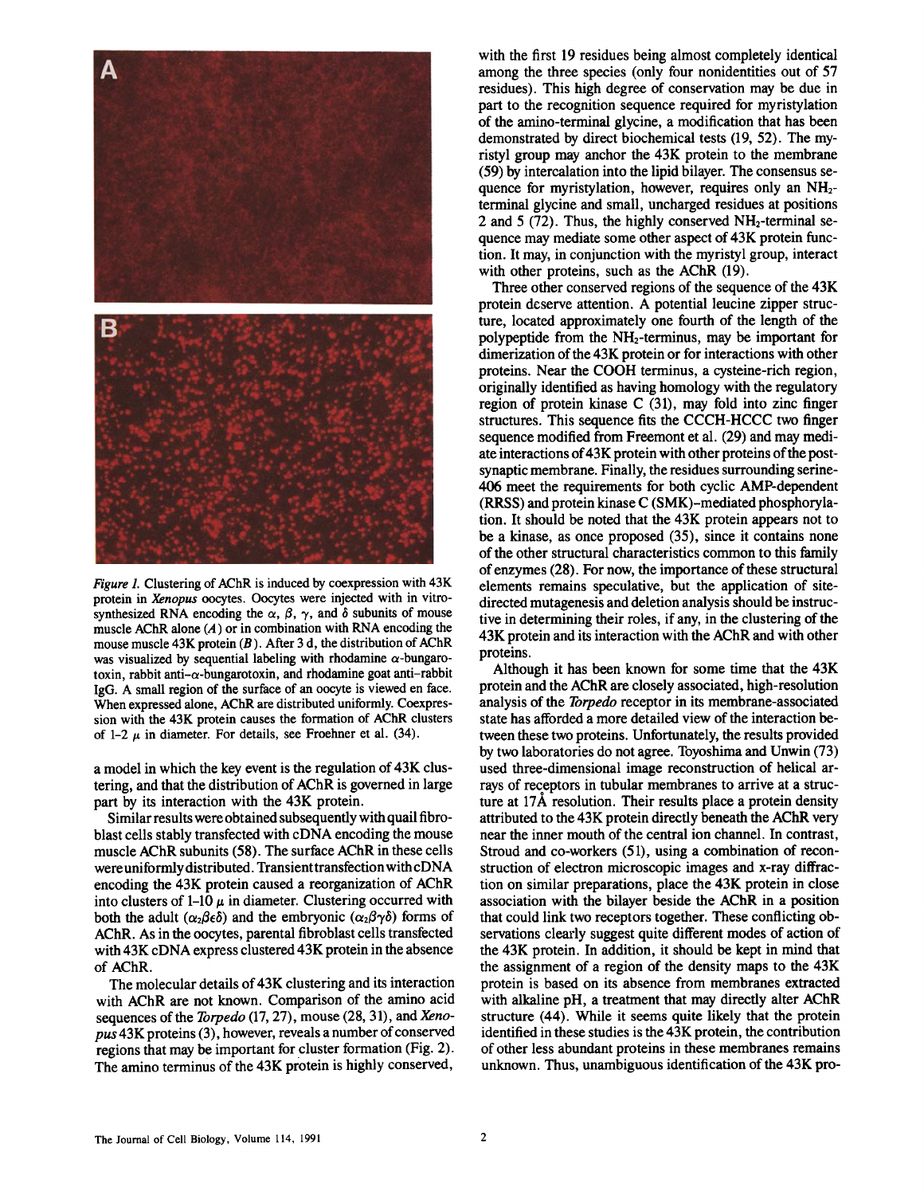*Figure 1.* Clustering of AChR is induced by coexpression with 43K protein in *Xenopus* oocytes. Oocytes were injected with in vitro-synthesized RNA encoding the $\alpha$, $\beta$, $\gamma$, and $\delta$ subunits of mouse muscle AChR alone (*A*) or in combination with RNA encoding the mouse muscle 43K protein (*B*). After 3 d, the distribution of AChR was visualized by sequential labeling with rhodamine $\alpha$-bungarotoxin, rabbit anti-$\alpha$-bungarotoxin, and rhodamine goat anti-rabbit IgG. A small region of the surface of an oocyte is viewed en face. When expressed alone, AChR are distributed uniformly. Coexpression with the 43K protein causes the formation of AChR clusters of 1–2 $\mu$ in diameter. For details, see Froehner et al. (34).

a model in which the key event is the regulation of 43K clustering, and that the distribution of AChR is governed in large part by its interaction with the 43K protein.

Similar results were obtained subsequently with quail fibroblast cells stably transfected with cDNA encoding the mouse muscle AChR subunits (58). The surface AChR in these cells were uniformly distributed. Transient transfection with cDNA encoding the 43K protein caused a reorganization of AChR into clusters of 1–10 $\mu$ in diameter. Clustering occurred with both the adult ($\alpha_2\beta\epsilon\delta$) and the embryonic ($\alpha_2\beta\gamma\delta$) forms of AChR. As in the oocytes, parental fibroblast cells transfected with 43K cDNA express clustered 43K protein in the absence of AChR.

The molecular details of 43K clustering and its interaction with AChR are not known. Comparison of the amino acid sequences of the *Torpedo* (17, 27), mouse (28, 31), and *Xenopus* 43K proteins (3), however, reveals a number of conserved regions that may be important for cluster formation (Fig. 2). The amino terminus of the 43K protein is highly conserved, with the first 19 residues being almost completely identical among the three species (only four nonidentities out of 57 residues). This high degree of conservation may be due in part to the recognition sequence required for myristylation of the amino-terminal glycine, a modification that has been demonstrated by direct biochemical tests (19, 52). The myristyl group may anchor the 43K protein to the membrane (59) by intercalation into the lipid bilayer. The consensus sequence for myristylation, however, requires only an $NH_2$-terminal glycine and small, uncharged residues at positions 2 and 5 (72). Thus, the highly conserved $NH_2$-terminal sequence may mediate some other aspect of 43K protein function. It may, in conjunction with the myristyl group, interact with other proteins, such as the AChR (19).

Three other conserved regions of the sequence of the 43K protein deserve attention. A potential leucine zipper structure, located approximately one fourth of the length of the polypeptide from the $NH_2$-terminus, may be important for dimerization of the 43K protein or for interactions with other proteins. Near the COOH terminus, a cysteine-rich region, originally identified as having homology with the regulatory region of protein kinase C (31), may fold into zinc finger structures. This sequence fits the CCCH-HCCC two finger sequence modified from Freemont et al. (29) and may mediate interactions of 43K protein with other proteins of the postsynaptic membrane. Finally, the residues surrounding serine-406 meet the requirements for both cyclic AMP-dependent (RRSS) and protein kinase C (SMK)–mediated phosphorylation. It should be noted that the 43K protein appears not to be a kinase, as once proposed (35), since it contains none of the other structural characteristics common to this family of enzymes (28). For now, the importance of these structural elements remains speculative, but the application of site-directed mutagenesis and deletion analysis should be instructive in determining their roles, if any, in the clustering of the 43K protein and its interaction with the AChR and with other proteins.

Although it has been known for some time that the 43K protein and the AChR are closely associated, high-resolution analysis of the *Torpedo* receptor in its membrane-associated state has afforded a more detailed view of the interaction between these two proteins. Unfortunately, the results provided by two laboratories do not agree. Toyoshima and Unwin (73) used three-dimensional image reconstruction of helical arrays of receptors in tubular membranes to arrive at a structure at 17Å resolution. Their results place a protein density attributed to the 43K protein directly beneath the AChR very near the inner mouth of the central ion channel. In contrast, Stroud and co-workers (51), using a combination of reconstruction of electron microscopic images and x-ray diffraction on similar preparations, place the 43K protein in close association with the bilayer beside the AChR in a position that could link two receptors together. These conflicting observations clearly suggest quite different modes of action of the 43K protein. In addition, it should be kept in mind that the assignment of a region of the density maps to the 43K protein is based on its absence from membranes extracted with alkaline pH, a treatment that may directly alter AChR structure (44). While it seems quite likely that the protein identified in these studies is the 43K protein, the contribution of other less abundant proteins in these membranes remains unknown. Thus, unambiguous identification of the 43K pro-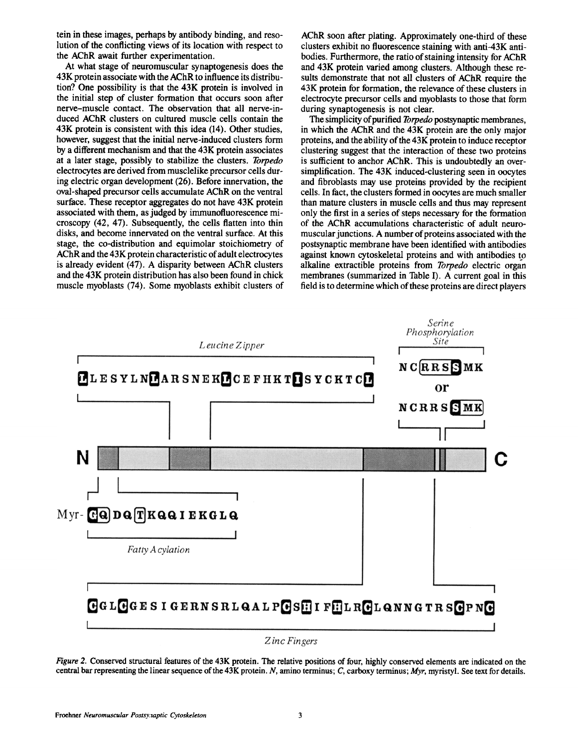tein in these images, perhaps by antibody binding, and resolution of the conflicting views of its location with respect to the AChR await further experimentation.

At what stage of neuromuscular synaptogenesis does the 43K protein associate with the AChR to influence its distribution? One possibility is that the 43K protein is involved in the initial step of cluster formation that occurs soon after nerve–muscle contact. The observation that all nerve-induced AChR clusters on cultured muscle cells contain the 43K protein is consistent with this idea (14). Other studies, however, suggest that the initial nerve-induced clusters form by a different mechanism and that the 43K protein associates at a later stage, possibly to stabilize the clusters. *Torpedo* electrocytes are derived from musclelike precursor cells during electric organ development (26). Before innervation, the oval-shaped precursor cells accumulate AChR on the ventral surface. These receptor aggregates do not have 43K protein associated with them, as judged by immunofluorescence microscopy (42, 47). Subsequently, the cells flatten into thin disks, and become innervated on the ventral surface. At this stage, the co-distribution and equimolar stoichiometry of AChR and the 43K protein characteristic of adult electrocytes is already evident (47). A disparity between AChR clusters and the 43K protein distribution has also been found in chick muscle myoblasts (74). Some myoblasts exhibit clusters of AChR soon after plating. Approximately one-third of these clusters exhibit no fluorescence staining with anti-43K antibodies. Furthermore, the ratio of staining intensity for AChR and 43K protein varied among clusters. Although these results demonstrate that not all clusters of AChR require the 43K protein for formation, the relevance of these clusters in electrocyte precursor cells and myoblasts to those that form during synaptogenesis is not clear.

The simplicity of purified *Torpedo* postsynaptic membranes, in which the AChR and the 43K protein are the only major proteins, and the ability of the 43K protein to induce receptor clustering suggest that the interaction of these two proteins is sufficient to anchor AChR. This is undoubtedly an oversimplification. The 43K induced-clustering seen in oocytes and fibroblasts may use proteins provided by the recipient cells. In fact, the clusters formed in oocytes are much smaller than mature clusters in muscle cells and thus may represent only the first in a series of steps necessary for the formation of the AChR accumulations characteristic of adult neuromuscular junctions. A number of proteins associated with the postsynaptic membrane have been identified with antibodies against known cytoskeletal proteins and with antibodies to alkaline extractible proteins from *Torpedo* electric organ membranes (summarized in Table I). A current goal in this field is to determine which of these proteins are direct players

*Leucine Zipper*

LLESYLNLARSNEKLCEFHKTISYCKTCL

*Serine Phosphorylation Site*

NCRRSSMK or NCRRSSMK

N ——— C

Myr-GQDQTKQQIEKGLQ

*Fatty Acylation*

CGLCGESIGERNSRLQALPCSHIFHLRCLQNNGTRSCPNC

*Zinc Fingers*

*Figure 2.* Conserved structural features of the 43K protein. The relative positions of four, highly conserved elements are indicated on the central bar representing the linear sequence of the 43K protein. *N*, amino terminus; *C*, carboxy terminus; *Myr*, myristyl. See text for details.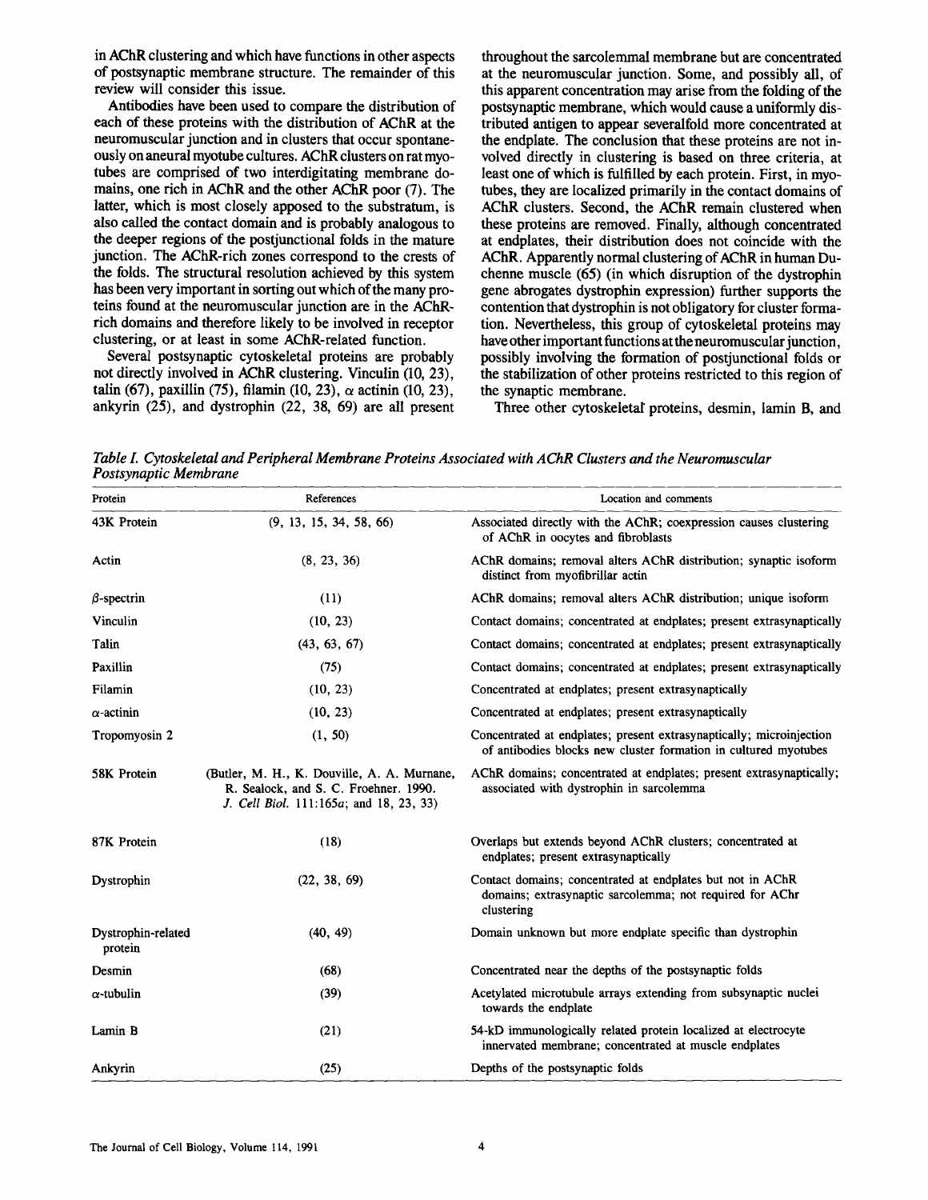in AChR clustering and which have functions in other aspects of postsynaptic membrane structure. The remainder of this review will consider this issue.

Antibodies have been used to compare the distribution of each of these proteins with the distribution of AChR at the neuromuscular junction and in clusters that occur spontaneously on aneural myotube cultures. AChR clusters on rat myotubes are comprised of two interdigitating membrane domains, one rich in AChR and the other AChR poor (7). The latter, which is most closely apposed to the substratum, is also called the contact domain and is probably analogous to the deeper regions of the postjunctional folds in the mature junction. The AChR-rich zones correspond to the crests of the folds. The structural resolution achieved by this system has been very important in sorting out which of the many proteins found at the neuromuscular junction are in the AChR-rich domains and therefore likely to be involved in receptor clustering, or at least in some AChR-related function.

Several postsynaptic cytoskeletal proteins are probably not directly involved in AChR clustering. Vinculin (10, 23), talin (67), paxillin (75), filamin (10, 23), α actinin (10, 23), ankyrin (25), and dystrophin (22, 38, 69) are all present throughout the sarcolemmal membrane but are concentrated at the neuromuscular junction. Some, and possibly all, of this apparent concentration may arise from the folding of the postsynaptic membrane, which would cause a uniformly distributed antigen to appear severalfold more concentrated at the endplate. The conclusion that these proteins are not involved directly in clustering is based on three criteria, at least one of which is fulfilled by each protein. First, in myotubes, they are localized primarily in the contact domains of AChR clusters. Second, the AChR remain clustered when these proteins are removed. Finally, although concentrated at endplates, their distribution does not coincide with the AChR. Apparently normal clustering of AChR in human Duchenne muscle (65) (in which disruption of the dystrophin gene abrogates dystrophin expression) further supports the contention that dystrophin is not obligatory for cluster formation. Nevertheless, this group of cytoskeletal proteins may have other important functions at the neuromuscular junction, possibly involving the formation of postjunctional folds or the stabilization of other proteins restricted to this region of the synaptic membrane.

Three other cytoskeletal proteins, desmin, lamin B, and

*Table I. Cytoskeletal and Peripheral Membrane Proteins Associated with AChR Clusters and the Neuromuscular Postsynaptic Membrane*

| Protein | References | Location and comments |
|---|---|---|
| 43K Protein | (9, 13, 15, 34, 58, 66) | Associated directly with the AChR; coexpression causes clustering of AChR in oocytes and fibroblasts |
| Actin | (8, 23, 36) | AChR domains; removal alters AChR distribution; synaptic isoform distinct from myofibrillar actin |
| β-spectrin | (11) | AChR domains; removal alters AChR distribution; unique isoform |
| Vinculin | (10, 23) | Contact domains; concentrated at endplates; present extrasynaptically |
| Talin | (43, 63, 67) | Contact domains; concentrated at endplates; present extrasynaptically |
| Paxillin | (75) | Contact domains; concentrated at endplates; present extrasynaptically |
| Filamin | (10, 23) | Concentrated at endplates; present extrasynaptically |
| α-actinin | (10, 23) | Concentrated at endplates; present extrasynaptically |
| Tropomyosin 2 | (1, 50) | Concentrated at endplates; present extrasynaptically; microinjection of antibodies blocks new cluster formation in cultured myotubes |
| 58K Protein | (Butler, M. H., K. Douville, A. A. Murnane, R. Sealock, and S. C. Froehner. 1990. *J. Cell Biol.* 111:165*a*; and 18, 23, 33) | AChR domains; concentrated at endplates; present extrasynaptically; associated with dystrophin in sarcolemma |
| 87K Protein | (18) | Overlaps but extends beyond AChR clusters; concentrated at endplates; present extrasynaptically |
| Dystrophin | (22, 38, 69) | Contact domains; concentrated at endplates but not in AChR domains; extrasynaptic sarcolemma; not required for AChr clustering |
| Dystrophin-related protein | (40, 49) | Domain unknown but more endplate specific than dystrophin |
| Desmin | (68) | Concentrated near the depths of the postsynaptic folds |
| α-tubulin | (39) | Acetylated microtubule arrays extending from subsynaptic nuclei towards the endplate |
| Lamin B | (21) | 54-kD immunologically related protein localized at electrocyte innervated membrane; concentrated at muscle endplates |
| Ankyrin | (25) | Depths of the postsynaptic folds |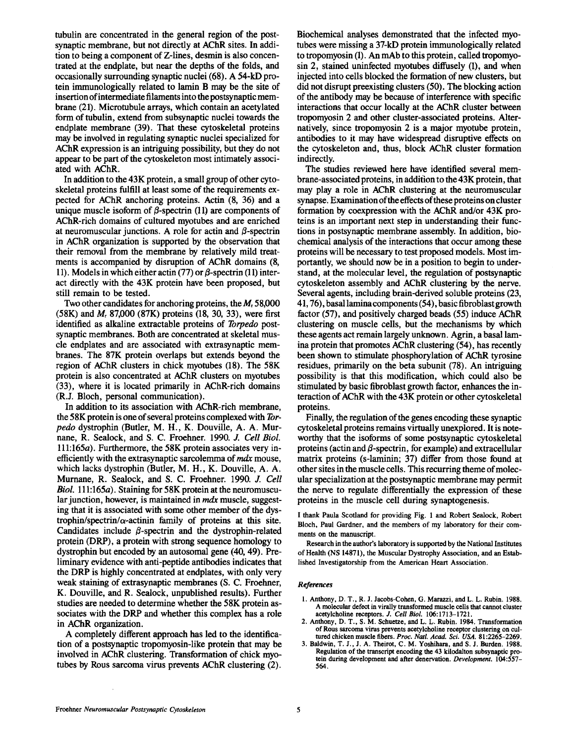tubulin are concentrated in the general region of the postsynaptic membrane, but not directly at AChR sites. In addition to being a component of Z-lines, desmin is also concentrated at the endplate, but near the depths of the folds, and occasionally surrounding synaptic nuclei (68). A 54-kD protein immunologically related to lamin B may be the site of insertion of intermediate filaments into the postsynaptic membrane (21). Microtubule arrays, which contain an acetylated form of tubulin, extend from subsynaptic nuclei towards the endplate membrane (39). That these cytoskeletal proteins may be involved in regulating synaptic nuclei specialized for AChR expression is an intriguing possibility, but they do not appear to be part of the cytoskeleton most intimately associated with AChR.

In addition to the 43K protein, a small group of other cytoskeletal proteins fulfill at least some of the requirements expected for AChR anchoring proteins. Actin (8, 36) and a unique muscle isoform of $\beta$-spectrin (11) are components of AChR-rich domains of cultured myotubes and are enriched at neuromuscular junctions. A role for actin and $\beta$-spectrin in AChR organization is supported by the observation that their removal from the membrane by relatively mild treatments is accompanied by disruption of AChR domains (8, 11). Models in which either actin (77) or $\beta$-spectrin (11) interact directly with the 43K protein have been proposed, but still remain to be tested.

Two other candidates for anchoring proteins, the $M_r$ 58,000 (58K) and $M_r$ 87,000 (87K) proteins (18, 30, 33), were first identified as alkaline extractable proteins of *Torpedo* postsynaptic membranes. Both are concentrated at skeletal muscle endplates and are associated with extrasynaptic membranes. The 87K protein overlaps but extends beyond the region of AChR clusters in chick myotubes (18). The 58K protein is also concentrated at AChR clusters on myotubes (33), where it is located primarily in AChR-rich domains (R.J. Bloch, personal communication).

In addition to its association with AChR-rich membrane, the 58K protein is one of several proteins complexed with *Torpedo* dystrophin (Butler, M. H., K. Douville, A. A. Murnane, R. Sealock, and S. C. Froehner. 1990. *J. Cell Biol.* 111:165*a*). Furthermore, the 58K protein associates very inefficiently with the extrasynaptic sarcolemma of *mdx* mouse, which lacks dystrophin (Butler, M. H., K. Douville, A. A. Murnane, R. Sealock, and S. C. Froehner. 1990. *J. Cell Biol.* 111:165*a*). Staining for 58K protein at the neuromuscular junction, however, is maintained in *mdx* muscle, suggesting that it is associated with some other member of the dystrophin/spectrin/$\alpha$-actinin family of proteins at this site. Candidates include $\beta$-spectrin and the dystrophin-related protein (DRP), a protein with strong sequence homology to dystrophin but encoded by an autosomal gene (40, 49). Preliminary evidence with anti-peptide antibodies indicates that the DRP is highly concentrated at endplates, with only very weak staining of extrasynaptic membranes (S. C. Froehner, K. Douville, and R. Sealock, unpublished results). Further studies are needed to determine whether the 58K protein associates with the DRP and whether this complex has a role in AChR organization.

A completely different approach has led to the identification of a postsynaptic tropomyosin-like protein that may be involved in AChR clustering. Transformation of chick myotubes by Rous sarcoma virus prevents AChR clustering (2). Biochemical analyses demonstrated that the infected myotubes were missing a 37-kD protein immunologically related to tropomyosin (1). An mAb to this protein, called tropomyosin 2, stained uninfected myotubes diffusely (1), and when injected into cells blocked the formation of new clusters, but did not disrupt preexisting clusters (50). The blocking action of the antibody may be because of interference with specific interactions that occur locally at the AChR cluster between tropomyosin 2 and other cluster-associated proteins. Alternatively, since tropomyosin 2 is a major myotube protein, antibodies to it may have widespread disruptive effects on the cytoskeleton and, thus, block AChR cluster formation indirectly.

The studies reviewed here have identified several membrane-associated proteins, in addition to the 43K protein, that may play a role in AChR clustering at the neuromuscular synapse. Examination of the effects of these proteins on cluster formation by coexpression with the AChR and/or 43K proteins is an important next step in understanding their functions in postsynaptic membrane assembly. In addition, biochemical analysis of the interactions that occur among these proteins will be necessary to test proposed models. Most importantly, we should now be in a position to begin to understand, at the molecular level, the regulation of postsynaptic cytoskeleton assembly and AChR clustering by the nerve. Several agents, including brain-derived soluble proteins (23, 41, 76), basal lamina components (54), basic fibroblast growth factor (57), and positively charged beads (55) induce AChR clustering on muscle cells, but the mechanisms by which these agents act remain largely unknown. Agrin, a basal lamina protein that promotes AChR clustering (54), has recently been shown to stimulate phosphorylation of AChR tyrosine residues, primarily on the beta subunit (78). An intriguing possibility is that this modification, which could also be stimulated by basic fibroblast growth factor, enhances the interaction of AChR with the 43K protein or other cytoskeletal proteins.

Finally, the regulation of the genes encoding these synaptic cytoskeletal proteins remains virtually unexplored. It is noteworthy that the isoforms of some postsynaptic cytoskeletal proteins (actin and $\beta$-spectrin, for example) and extracellular matrix proteins (s-laminin; 37) differ from those found at other sites in the muscle cells. This recurring theme of molecular specialization at the postsynaptic membrane may permit the nerve to regulate differentially the expression of these proteins in the muscle cell during synaptogenesis.

I thank Paula Scotland for providing Fig. 1 and Robert Sealock, Robert Bloch, Paul Gardner, and the members of my laboratory for their comments on the manuscript.

Research in the author's laboratory is supported by the National Institutes of Health (NS 14871), the Muscular Dystrophy Association, and an Established Investigatorship from the American Heart Association.

### References

1. Anthony, D. T., R. J. Jacobs-Cohen, G. Marazzi, and L. L. Rubin. 1988. A molecular defect in virally transformed muscle cells that cannot cluster acetylcholine receptors. *J. Cell Biol.* 106:1713–1721.
2. Anthony, D. T., S. M. Schuetze, and L. L. Rubin. 1984. Transformation of Rous sarcoma virus prevents acetylcholine receptor clustering on cultured chicken muscle fibers. *Proc. Natl. Acad. Sci. USA.* 81:2265–2269.
3. Baldwin, T. J., J. A. Theirot, C. M. Yoshihara, and S. J. Burden. 1988. Regulation of the transcript encoding the 43 kilodalton subsynaptic protein during development and after denervation. *Development.* 104:557–564.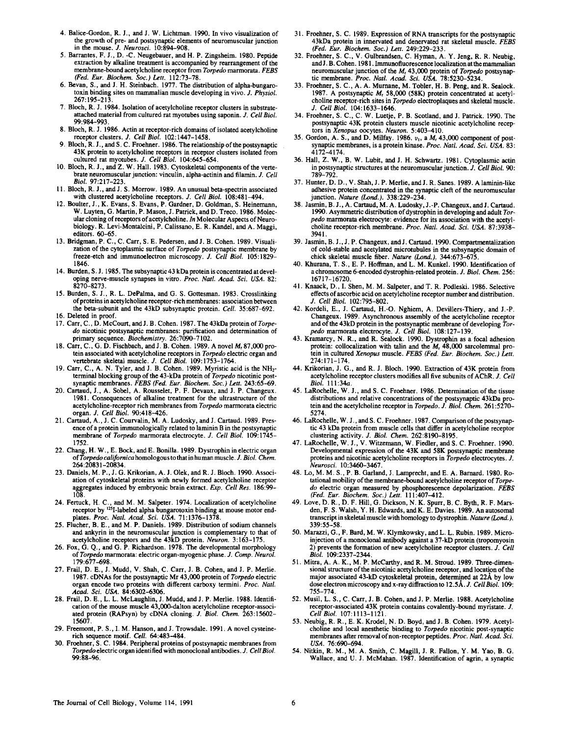4. Balice-Gordon, R. J., and J. W. Lichtman. 1990. In vivo visualization of the growth of pre- and postsynaptic elements of neuromuscular junction in the mouse. *J. Neurosci.* 10:894–908.
5. Barrantes, F. J., D. -C. Neugebauer, and H. P. Zingsheim. 1980. Peptide extraction by alkaline treatment is accompanied by rearrangement of the membrane-bound acetylcholine receptor from *Torpedo* marmorata. *FEBS (Fed. Eur. Biochem. Soc.) Lett.* 112:73–78.
6. Bevan, S., and J. H. Steinbach. 1977. The distribution of alpha-bungarotoxin binding sites on mammalian muscle developing in vivo. *J. Physiol.* 267:195–213.
7. Bloch, R. J. 1984. Isolation of acetylcholine receptor clusters in substrate-attached material from cultured rat myotubes using saponin. *J. Cell Biol.* 99:984–993.
8. Bloch, R. J. 1986. Actin at receptor-rich domains of isolated acetylcholine receptor clusters. *J. Cell Biol.* 102:1447–1458.
9. Bloch, R. J., and S. C. Froehner. 1986. The relationship of the postsynaptic 43K protein to acetylcholine receptors in receptor clusters isolated from cultured rat myotubes. *J. Cell Biol.* 104:645–654.
10. Bloch, R. J., and Z. W. Hall. 1983. Cytoskeletal components of the vertebrate neuromuscular junction: vinculin, alpha-actinin and filamin. *J. Cell Biol.* 97:217–223.
11. Bloch, R. J., and J. S. Morrow. 1989. An unusual beta-spectrin associated with clustered acetylcholine receptors. *J. Cell Biol.* 108:481–494.
12. Boulter, J., K. Evans, S. Evans, P. Gardner, D. Goldman, S. Heinemann, W. Luyten, G. Martin, P. Mason, J. Patrick, and D. Treco. 1986. Molecular cloning of receptors of acetylcholine. *In* Molecular Aspects of Neurobiology. R. Levi-Montalcini, P. Calissano, E. R. Kandel, and A. Maggi, editors. 60–65.
13. Bridgman, P. C., C. Carr, S. E. Pedersen, and J. B. Cohen. 1989. Visualization of the cytoplasmic surface of *Torpedo* postsynaptic membrane by freeze-etch and immunoelectron microscopy. *J. Cell Biol.* 105:1829–1846.
14. Burden, S. J. 1985. The subsynaptic 43 kDa protein is concentrated at developing nerve-muscle synapses in vitro. *Proc. Natl. Acad. Sci. USA.* 82:8270–8273.
15. Burden, S. J., R. L. DePalma, and G. S. Gottesman. 1983. Crosslinking of proteins in acetylcholine receptor-rich membranes: association between the beta-subunit and the 43kD subsynaptic protein. *Cell.* 35:687–692.
16. Deleted in proof.
17. Carr, C., D. McCourt, and J. B. Cohen. 1987. The 43kDa protein of *Torpedo* nicotinic postsynaptic membranes: purification and determination of primary sequence. *Biochemistry.* 26:7090–7102.
18. Carr, C., G. D. Fischbach, and J. B. Cohen. 1989. A novel $M_r$ 87,000 protein associated with acetylcholine receptors in *Torpedo* electric organ and vertebrate skeletal muscle. *J. Cell Biol.* 109:1753–1764.
19. Carr, C., A. N. Tyler, and J. B. Cohen. 1989. Myristic acid is the $NH_2$-terminal blocking group of the 43-kDa protein of *Torpedo* nicotinic postsynaptic membranes. *FEBS (Fed. Eur. Biochem. Soc.) Lett.* 243:65–69.
20. Cartaud, J., A. Sobel, A. Rousselet, P. F. Devaux, and J. P. Changeux. 1981. Consequences of alkaline treatment for the ultrastructure of the acetylcholine-receptor rich membranes from *Torpedo* marmorata electric organ. *J. Cell Biol.* 90:418–426.
21. Cartaud, A., J. C. Courvalin, M. A. Ludosky, and J. Cartaud. 1989. Presence of a protein immunologically related to laminin B in the postsynaptic membrane of *Torpedo* marmorata electrocyte. *J. Cell Biol.* 109:1745–1752.
22. Chang, H. W., E. Bock, and E. Bonilla. 1989. Dystrophin in electric organ of *Torpedo californica* homologous to that in human muscle. *J. Biol. Chem.* 264:20831–20834.
23. Daniels, M. P., J. G. Krikorian, A. J. Olek, and R. J. Bloch. 1990. Association of cytoskeletal proteins with newly formed acetylcholine receptor aggregates induced by embryonic brain extract. *Exp. Cell Res.* 186:99–108.
24. Fertuck, H. C., and M. M. Salpeter. 1974. Localization of acetylcholine receptor by $^{125}$I-labeled alpha bungarotoxin binding at mouse motor endplates. *Proc. Natl. Acad. Sci. USA.* 71:1376–1378.
25. Flucher, B. E., and M. P. Daniels. 1989. Distribution of sodium channels and ankyrin in the neuromuscular junction is complementary to that of acetylcholine receptors and the 43kD protein. *Neuron.* 3:163–175.
26. Fox, G. Q., and G. P. Richardson. 1978. The developmental morphology of *Torpedo* marmorata: electric organ-myogenic phase. *J. Comp. Neurol.* 179:677–698.
27. Frail, D. E., J. Mudd, V. Shah, C. Carr, J. B. Cohen, and J. P. Merlie. 1987. cDNAs for the postsynaptic Mr 43,000 protein of *Torpedo* electric organ encode two proteins with different carboxy termini. *Proc. Natl. Acad. Sci. USA.* 84:6302–6306.
28. Frail, D. E., L. L. McLaughlin, J. Mudd, and J. P. Merlie. 1988. Identification of the mouse muscle 43,000-dalton acetylcholine receptor-associated protein (RAPsyn) by cDNA cloning. *J. Biol. Chem.* 263:15602–15607.
29. Freemont, P. S., I. M. Hanson, and J. Trowsdale. 1991. A novel cysteine-rich sequence motif. *Cell.* 64:483–484.
30. Froehner, S. C. 1984. Peripheral proteins of postsynaptic membranes from *Torpedo* electric organ identified with monoclonal antibodies. *J. Cell Biol.* 99:88–96.
31. Froehner, S. C. 1989. Expression of RNA transcripts for the postsynaptic 43kDa protein in innervated and denervated rat skeletal muscle. *FEBS (Fed. Eur. Biochem. Soc.) Lett.* 249:229–233.
32. Froehner, S. C., V. Gulbrandsen, C. Hyman, A. Y. Jeng, R. R. Neubig, and J. B. Cohen. 1981. Immunofluorescence localization at the mammalian neuromuscular junction of the $M_r$ 43,000 protein of *Torpedo* postsynaptic membrane. *Proc. Natl. Acad. Sci. USA.* 78:5230–5234.
33. Froehner, S. C., A. A. Murnane, M. Tobler, H. B. Peng, and R. Sealock. 1987. A postsynaptic $M_r$ 58,000 (58K) protein concentrated at acetylcholine receptor-rich sites in *Torpedo* electroplaques and skeletal muscle. *J. Cell Biol.* 104:1633–1646.
34. Froehner, S. C., C. W. Luetje, P. B. Scotland, and J. Patrick. 1990. The postsynaptic 43K protein clusters muscle nicotinic acetylcholine receptors in *Xenopus* oocytes. *Neuron.* 5:403–410.
35. Gordon, A. S., and D. Milfay. 1986. $\nu_1$, a $M_r$ 43,000 component of postsynaptic membranes, is a protein kinase. *Proc. Natl. Acad. Sci. USA.* 83:4172–4174.
36. Hall, Z. W., B. W. Lubit, and J. H. Schwartz. 1981. Cytoplasmic actin in postsynaptic structures at the neuromuscular junction. *J. Cell Biol.* 90:789–792.
37. Hunter, D. D., V. Shah, J. P. Merlie, and J. R. Sanes. 1989. A laminin-like adhesive protein concentrated in the synaptic cleft of the neuromuscular junction. *Nature (Lond.).* 338:229–234.
38. Jasmin, B. J., A. Cartaud, M. A. Ludosky, J.-P. Changeux, and J. Cartaud. 1990. Asymmetric distribution of dystrophin in developing and adult *Torpedo* marmorata electrocyte: evidence for its association with the acetylcholine receptor-rich membrane. *Proc. Natl. Acad. Sci. USA.* 87:3938–3941.
39. Jasmin, B. J., J. P. Changeux, and J. Cartaud. 1990. Compartmentalization of cold-stable and acetylated microtubules in the subsynaptic domain of chick skeletal muscle fiber. *Nature (Lond.).* 344:673–675.
40. Khurana, T. S., E. P. Hoffman, and L. M. Kunkel. 1990. Identification of a chromosome 6-encoded dystrophin-related protein. *J. Biol. Chem.* 256:16717–16720.
41. Knaack, D., I. Shen, M. M. Salpeter, and T. R. Podleski. 1986. Selective effects of ascorbic acid on acetylcholine receptor number and distribution. *J. Cell Biol.* 102:795–802.
42. Kordeli, E., J. Cartaud, H.-O. Nghiem, A. Devillers-Thiery, and J.-P. Changeux. 1989. Asynchronous assembly of the acetylcholine receptor and of the 43kD protein in the postsynaptic membrane of developing *Torpedo* marmorata electrocyte. *J. Cell Biol.* 108:127–139.
43. Kramarcy, N. R., and R. Sealock. 1990. Dystrophin as a focal adhesion protein: collocalization with talin and the $M_r$ 48,000 sarcolemmal protein in cultured *Xenopus* muscle. *FEBS (Fed. Eur. Biochem. Soc.) Lett.* 274:171–174.
44. Krikorian, J. G., and R. J. Bloch. 1990. Extraction of 43K protein from acetylcholine receptor clusters modifies all five subunits of AChR. *J. Cell Biol.* 111:34a.
45. LaRochelle, W. J., and S. C. Froehner. 1986. Determination of the tissue distributions and relative concentrations of the postsynaptic 43kDa protein and the acetylcholine receptor in *Torpedo*. *J. Biol. Chem.* 261:5270–5274.
46. LaRochelle, W. J., and S. C. Froehner. 1987. Comparison of the postsynaptic 43 kDa protein from muscle cells that differ in acetylcholine receptor clustering activity. *J. Biol. Chem.* 262:8190–8195.
47. LaRochelle, W. J., V. Witzemann, W. Fiedler, and S. C. Froehner. 1990. Developmental expression of the 43K and 58K postsynaptic membrane proteins and nicotinic acetylcholine receptors in *Torpedo* electrocytes. *J. Neurosci.* 10:3460–3467.
48. Lo, M. M. S., P. B. Garland, J. Lamprecht, and E. A. Barnard. 1980. Rotational mobility of the membrane-bound acetylcholine receptor of *Torpedo* electric organ measured by phosphorescence depolarization. *FEBS (Fed. Eur. Biochem. Soc.) Lett.* 111:407–412.
49. Love, D. R., D. F. Hill, G. Dickson, N. K. Spurr, B. C. Byth, R. F. Marsden, F. S. Walsh, Y. H. Edwards, and K. E. Davies. 1989. An autosomal transcript in skeletal muscle with homology to dystrophin. *Nature (Lond.).* 339:55–58.
50. Marazzi, G., F. Bard, M. W. Klymkowsky, and L. L. Rubin. 1989. Microinjection of a monoclonal antibody against a 37-kD protein (tropomyosin 2) prevents the formation of new acetylcholine receptor clusters. *J. Cell Biol.* 109:2337–2344.
51. Mitra, A. A. K., M. P. McCarthy, and R. M. Stroud. 1989. Three-dimensional structure of the nicotinic acetylcholine receptor, and location of the major associated 43-kD cytoskeletal protein, determined at 22Å by low dose electron microscopy and x-ray diffraction to 12.5Å. *J. Cell Biol.* 109:755–774.
52. Musil, L. S., C. Carr, J. B. Cohen, and J. P. Merlie. 1988. Acetylcholine receptor-associated 43K protein contains covalently-bound myristate. *J. Cell Biol.* 107:1113–1121.
53. Neubig, R. R., E. K. Krodel, N. D. Boyd, and J. B. Cohen. 1979. Acetylcholine and local anesthetic binding to *Torpedo* nicotinic post-synaptic membranes after removal of non-receptor peptides. *Proc. Natl. Acad. Sci. USA.* 76:690–694.
54. Nitkin, R. M., M. A. Smith, C. Magill, J. R. Fallon, Y. M. Yao, B. G. Wallace, and U. J. McMahan. 1987. Identification of agrin, a synaptic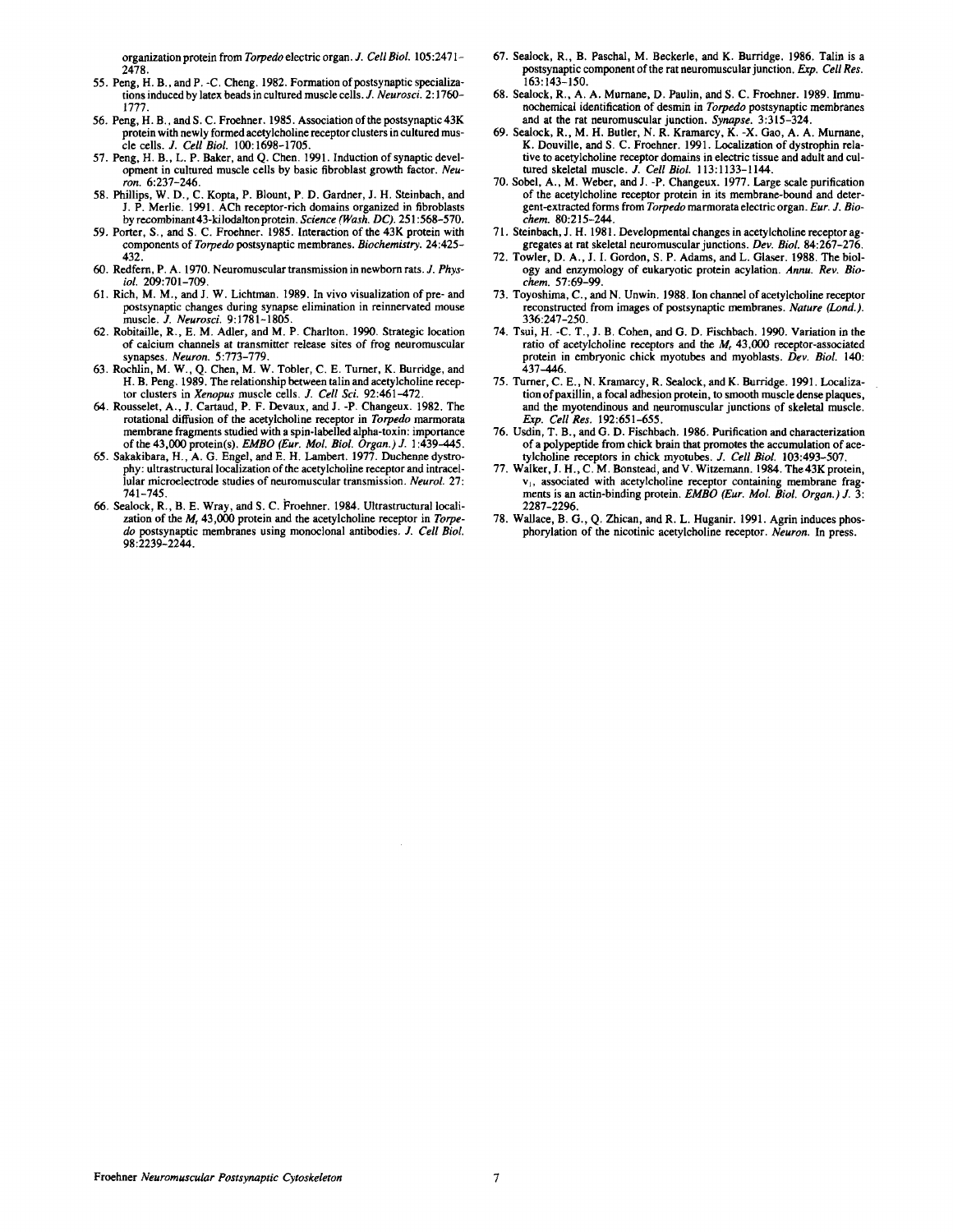organization protein from *Torpedo* electric organ. *J. Cell Biol.* 105:2471–2478.

55. Peng, H. B., and P. -C. Cheng. 1982. Formation of postsynaptic specializations induced by latex beads in cultured muscle cells. *J. Neurosci.* 2:1760–1777.
56. Peng, H. B., and S. C. Froehner. 1985. Association of the postsynaptic 43K protein with newly formed acetylcholine receptor clusters in cultured muscle cells. *J. Cell Biol.* 100:1698–1705.
57. Peng, H. B., L. P. Baker, and Q. Chen. 1991. Induction of synaptic development in cultured muscle cells by basic fibroblast growth factor. *Neuron.* 6:237–246.
58. Phillips, W. D., C. Kopta, P. Blount, P. D. Gardner, J. H. Steinbach, and J. P. Merlie. 1991. ACh receptor-rich domains organized in fibroblasts by recombinant 43-kilodalton protein. *Science (Wash. DC).* 251:568–570.
59. Porter, S., and S. C. Froehner. 1985. Interaction of the 43K protein with components of *Torpedo* postsynaptic membranes. *Biochemistry.* 24:425–432.
60. Redfern, P. A. 1970. Neuromuscular transmission in newborn rats. *J. Physiol.* 209:701–709.
61. Rich, M. M., and J. W. Lichtman. 1989. In vivo visualization of pre- and postsynaptic changes during synapse elimination in reinnervated mouse muscle. *J. Neurosci.* 9:1781–1805.
62. Robitaille, R., E. M. Adler, and M. P. Charlton. 1990. Strategic location of calcium channels at transmitter release sites of frog neuromuscular synapses. *Neuron.* 5:773–779.
63. Rochlin, M. W., Q. Chen, M. W. Tobler, C. E. Turner, K. Burridge, and H. B. Peng. 1989. The relationship between talin and acetylcholine receptor clusters in *Xenopus* muscle cells. *J. Cell Sci.* 92:461–472.
64. Rousselet, A., J. Cartaud, P. F. Devaux, and J. -P. Changeux. 1982. The rotational diffusion of the acetylcholine receptor in *Torpedo* marmorata membrane fragments studied with a spin-labelled alpha-toxin: importance of the 43,000 protein(s). *EMBO (Eur. Mol. Biol. Organ.) J.* 1:439–445.
65. Sakakibara, H., A. G. Engel, and E. H. Lambert. 1977. Duchenne dystrophy: ultrastructural localization of the acetylcholine receptor and intracellular microelectrode studies of neuromuscular transmission. *Neurol.* 27:741–745.
66. Sealock, R., B. E. Wray, and S. C. Froehner. 1984. Ultrastructural localization of the $M_r$ 43,000 protein and the acetylcholine receptor in *Torpedo* postsynaptic membranes using monoclonal antibodies. *J. Cell Biol.* 98:2239–2244.
67. Sealock, R., B. Paschal, M. Beckerle, and K. Burridge. 1986. Talin is a postsynaptic component of the rat neuromuscular junction. *Exp. Cell Res.* 163:143–150.
68. Sealock, R., A. A. Murnane, D. Paulin, and S. C. Froehner. 1989. Immunochemical identification of desmin in *Torpedo* postsynaptic membranes and at the rat neuromuscular junction. *Synapse.* 3:315–324.
69. Sealock, R., M. H. Butler, N. R. Kramarcy, K. -X. Gao, A. A. Murnane, K. Douville, and S. C. Froehner. 1991. Localization of dystrophin relative to acetylcholine receptor domains in electric tissue and adult and cultured skeletal muscle. *J. Cell Biol.* 113:1133–1144.
70. Sobel, A., M. Weber, and J. -P. Changeux. 1977. Large scale purification of the acetylcholine receptor protein in its membrane-bound and detergent-extracted forms from *Torpedo* marmorata electric organ. *Eur. J. Biochem.* 80:215–244.
71. Steinbach, J. H. 1981. Developmental changes in acetylcholine receptor aggregates at rat skeletal neuromuscular junctions. *Dev. Biol.* 84:267–276.
72. Towler, D. A., J. I. Gordon, S. P. Adams, and L. Glaser. 1988. The biology and enzymology of eukaryotic protein acylation. *Annu. Rev. Biochem.* 57:69–99.
73. Toyoshima, C., and N. Unwin. 1988. Ion channel of acetylcholine receptor reconstructed from images of postsynaptic membranes. *Nature (Lond.).* 336:247–250.
74. Tsui, H. -C. T., J. B. Cohen, and G. D. Fischbach. 1990. Variation in the ratio of acetylcholine receptors and the $M_r$ 43,000 receptor-associated protein in embryonic chick myotubes and myoblasts. *Dev. Biol.* 140:437–446.
75. Turner, C. E., N. Kramarcy, R. Sealock, and K. Burridge. 1991. Localization of paxillin, a focal adhesion protein, to smooth muscle dense plaques, and the myotendinous and neuromuscular junctions of skeletal muscle. *Exp. Cell Res.* 192:651–655.
76. Usdin, T. B., and G. D. Fischbach. 1986. Purification and characterization of a polypeptide from chick brain that promotes the accumulation of acetylcholine receptors in chick myotubes. *J. Cell Biol.* 103:493–507.
77. Walker, J. H., C. M. Bonstead, and V. Witzemann. 1984. The 43K protein, $v_1$, associated with acetylcholine receptor containing membrane fragments is an actin-binding protein. *EMBO (Eur. Mol. Biol. Organ.) J.* 3:2287–2296.
78. Wallace, B. G., Q. Zhican, and R. L. Huganir. 1991. Agrin induces phosphorylation of the nicotinic acetylcholine receptor. *Neuron.* In press.